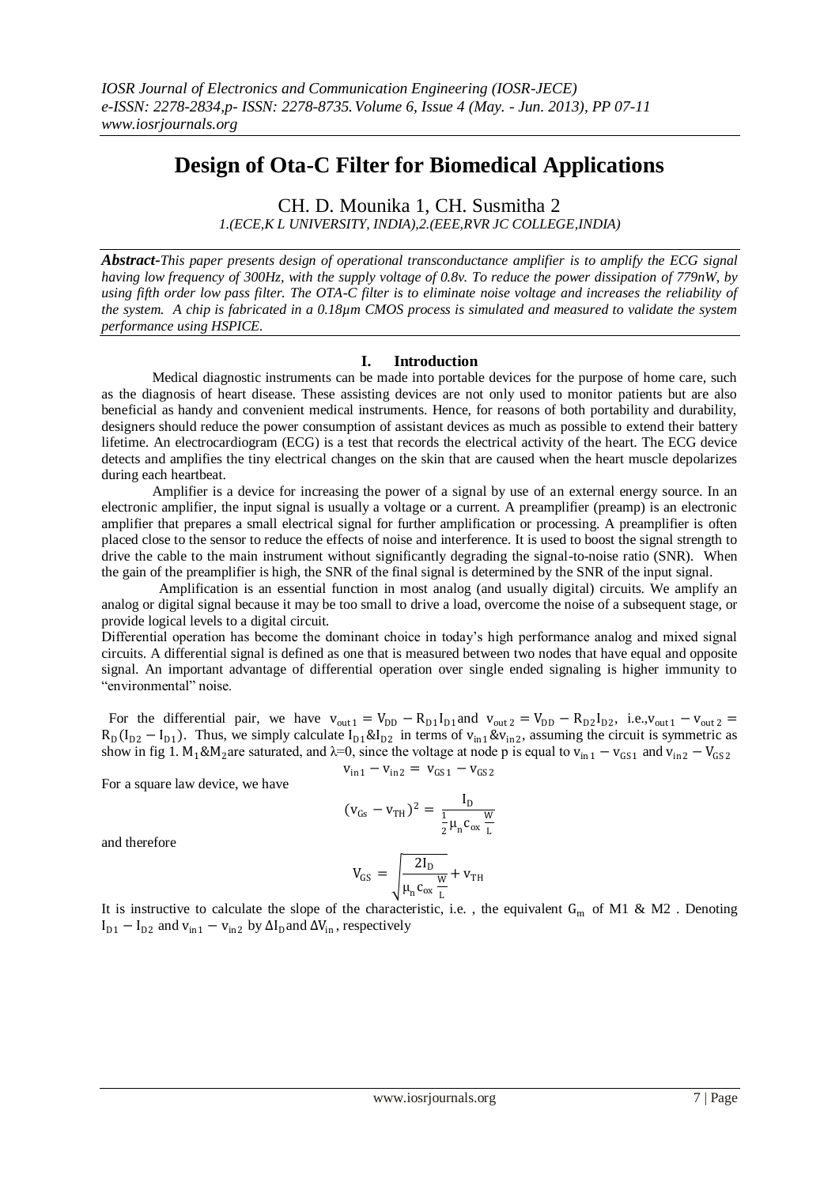*IOSR Journal of Electronics and Communication Engineering (IOSR-JECE)*
*e-ISSN: 2278-2834,p- ISSN: 2278-8735. Volume 6, Issue 4 (May. - Jun. 2013), PP 07-11*
*www.iosrjournals.org*

# Design of Ota-C Filter for Biomedical Applications

CH. D. Mounika 1, CH. Susmitha 2

*1.(ECE,K L UNIVERSITY, INDIA),2.(EEE,RVR JC COLLEGE,INDIA)*

***Abstract-****This paper presents design of operational transconductance amplifier is to amplify the ECG signal having low frequency of 300Hz, with the supply voltage of 0.8v. To reduce the power dissipation of 779nW, by using fifth order low pass filter. The OTA-C filter is to eliminate noise voltage and increases the reliability of the system. A chip is fabricated in a 0.18μm CMOS process is simulated and measured to validate the system performance using HSPICE.*

## I. Introduction

Medical diagnostic instruments can be made into portable devices for the purpose of home care, such as the diagnosis of heart disease. These assisting devices are not only used to monitor patients but are also beneficial as handy and convenient medical instruments. Hence, for reasons of both portability and durability, designers should reduce the power consumption of assistant devices as much as possible to extend their battery lifetime. An electrocardiogram (ECG) is a test that records the electrical activity of the heart. The ECG device detects and amplifies the tiny electrical changes on the skin that are caused when the heart muscle depolarizes during each heartbeat.

Amplifier is a device for increasing the power of a signal by use of an external energy source. In an electronic amplifier, the input signal is usually a voltage or a current. A preamplifier (preamp) is an electronic amplifier that prepares a small electrical signal for further amplification or processing. A preamplifier is often placed close to the sensor to reduce the effects of noise and interference. It is used to boost the signal strength to drive the cable to the main instrument without significantly degrading the signal-to-noise ratio (SNR). When the gain of the preamplifier is high, the SNR of the final signal is determined by the SNR of the input signal.

Amplification is an essential function in most analog (and usually digital) circuits. We amplify an analog or digital signal because it may be too small to drive a load, overcome the noise of a subsequent stage, or provide logical levels to a digital circuit.

Differential operation has become the dominant choice in today's high performance analog and mixed signal circuits. A differential signal is defined as one that is measured between two nodes that have equal and opposite signal. An important advantage of differential operation over single ended signaling is higher immunity to "environmental" noise.

For the differential pair, we have $v_{out\,1} = V_{DD} - R_{D1}I_{D1}$ and $v_{out\,2} = V_{DD} - R_{D2}I_{D2}$, i.e.,$v_{out\,1} - v_{out\,2} = R_D(I_{D2} - I_{D1})$. Thus, we simply calculate $I_{D1}$&$I_{D2}$ in terms of $v_{in\,1}$&$v_{in\,2}$, assuming the circuit is symmetric as show in fig 1. $M_1$&$M_2$are saturated, and λ=0, since the voltage at node p is equal to $v_{in\,1} - v_{GS1}$ and $v_{in\,2} - V_{GS\,2}$

$$v_{in\,1} - v_{in\,2} = v_{GS\,1} - v_{GS\,2}$$

For a square law device, we have

$$(v_{Gs} - v_{TH})^2 = \frac{I_D}{\frac{1}{2}\mu_n c_{ox}\frac{W}{L}}$$

and therefore

$$V_{GS} = \sqrt{\frac{2I_D}{\mu_n c_{ox}\frac{W}{L}}} + v_{TH}$$

It is instructive to calculate the slope of the characteristic, i.e. , the equivalent $G_m$ of M1 & M2 . Denoting $I_{D1} - I_{D2}$ and $v_{in1} - v_{in2}$ by $\Delta I_D$ and $\Delta V_{in}$, respectively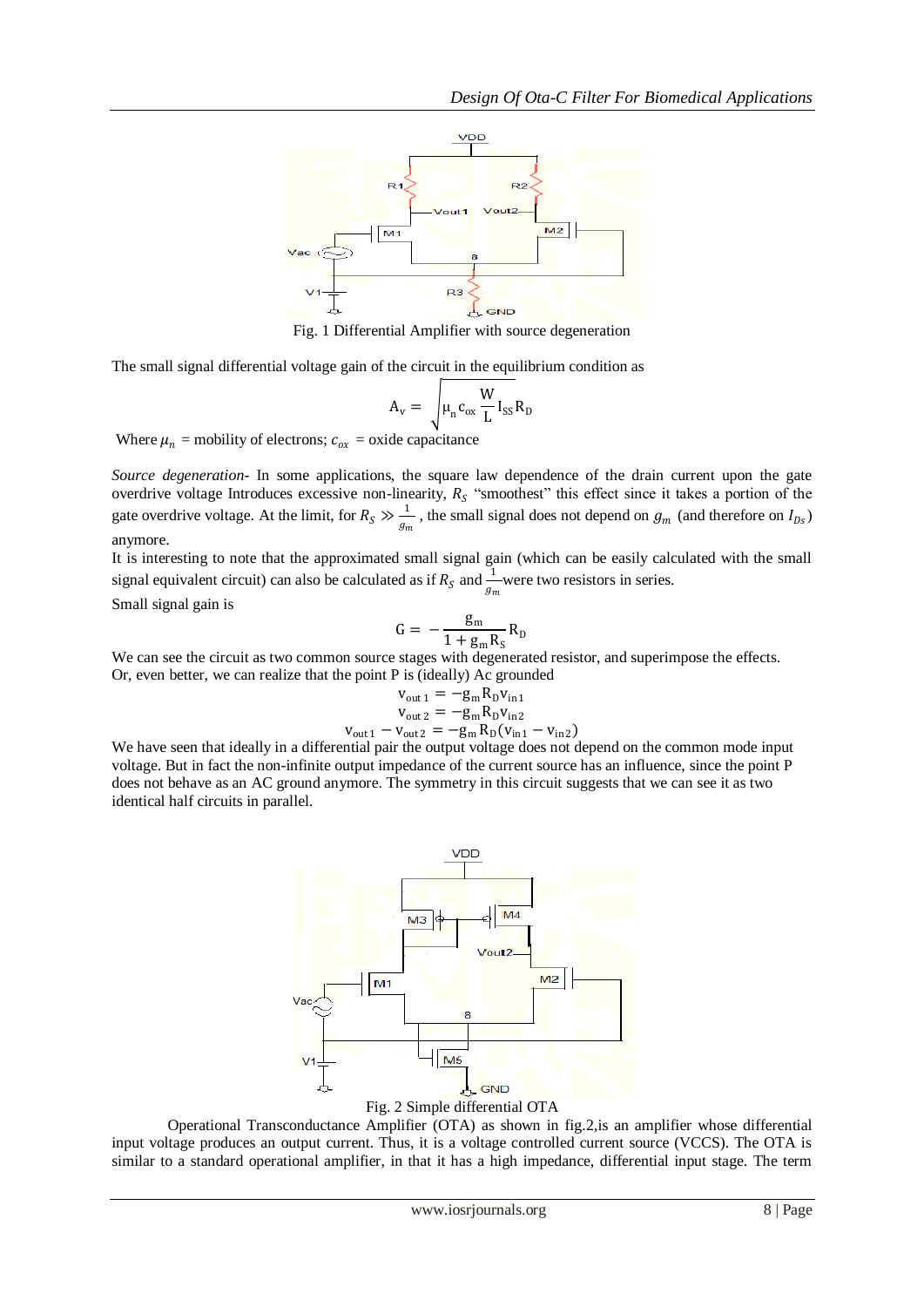Fig. 1 Differential Amplifier with source degeneration

The small signal differential voltage gain of the circuit in the equilibrium condition as

$$A_v = \sqrt{\mu_n c_{ox} \frac{W}{L} I_{SS} R_D}$$

Where $\mu_n$ = mobility of electrons; $c_{ox}$ = oxide capacitance

*Source degeneration*- In some applications, the square law dependence of the drain current upon the gate overdrive voltage Introduces excessive non-linearity, $R_S$ "smoothest" this effect since it takes a portion of the gate overdrive voltage. At the limit, for $R_S \gg \frac{1}{g_m}$, the small signal does not depend on $g_m$ (and therefore on $I_{Ds}$) anymore.

It is interesting to note that the approximated small signal gain (which can be easily calculated with the small signal equivalent circuit) can also be calculated as if $R_S$ and $\frac{1}{g_m}$were two resistors in series.

Small signal gain is

$$G = -\frac{g_m}{1 + g_m R_S} R_D$$

We can see the circuit as two common source stages with degenerated resistor, and superimpose the effects. Or, even better, we can realize that the point P is (ideally) Ac grounded

$$v_{out\,1} = -g_m R_D v_{in\,1}$$

$$v_{out\,2} = -g_m R_D v_{in\,2}$$

$$v_{out\,1} - v_{out\,2} = -g_m R_D (v_{in\,1} - v_{in\,2})$$

We have seen that ideally in a differential pair the output voltage does not depend on the common mode input voltage. But in fact the non-infinite output impedance of the current source has an influence, since the point P does not behave as an AC ground anymore. The symmetry in this circuit suggests that we can see it as two identical half circuits in parallel.

Fig. 2 Simple differential OTA

Operational Transconductance Amplifier (OTA) as shown in fig.2,is an amplifier whose differential input voltage produces an output current. Thus, it is a voltage controlled current source (VCCS). The OTA is similar to a standard operational amplifier, in that it has a high impedance, differential input stage. The term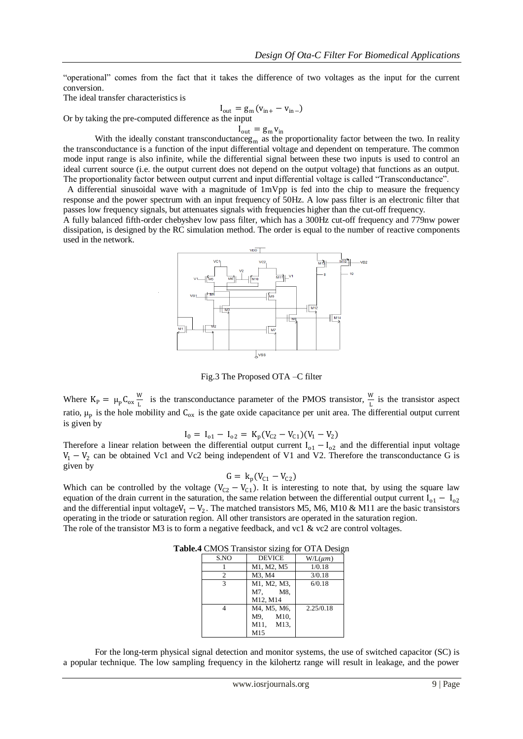"operational" comes from the fact that it takes the difference of two voltages as the input for the current conversion.

The ideal transfer characteristics is

$$I_{out} = g_m (v_{in+} - v_{in-})$$

Or by taking the pre-computed difference as the input

$$I_{out} = g_m v_{in}$$

With the ideally constant transconductance$g_m$ as the proportionality factor between the two. In reality the transconductance is a function of the input differential voltage and dependent on temperature. The common mode input range is also infinite, while the differential signal between these two inputs is used to control an ideal current source (i.e. the output current does not depend on the output voltage) that functions as an output. The proportionality factor between output current and input differential voltage is called "Transconductance".

A differential sinusoidal wave with a magnitude of 1mVpp is fed into the chip to measure the frequency response and the power spectrum with an input frequency of 50Hz. A low pass filter is an electronic filter that passes low frequency signals, but attenuates signals with frequencies higher than the cut-off frequency.

A fully balanced fifth-order chebyshev low pass filter, which has a 300Hz cut-off frequency and 779nw power dissipation, is designed by the RC simulation method. The order is equal to the number of reactive components used in the network.

Fig.3 The Proposed OTA –C filter

Where $K_P = \mu_p C_{ox} \frac{W}{L}$ is the transconductance parameter of the PMOS transistor, $\frac{W}{L}$ is the transistor aspect ratio, $\mu_p$ is the hole mobility and $C_{ox}$ is the gate oxide capacitance per unit area. The differential output current is given by

$$I_0 = I_{o1} - I_{o2} = K_p(V_{C2} - V_{C1})(V_1 - V_2)$$

Therefore a linear relation between the differential output current $I_{o1} - I_{o2}$ and the differential input voltage $V_1 - V_2$ can be obtained Vc1 and Vc2 being independent of V1 and V2. Therefore the transconductance G is given by

$$G = k_p(V_{C1} - V_{C2})$$

Which can be controlled by the voltage $(V_{C2} - V_{C1})$. It is interesting to note that, by using the square law equation of the drain current in the saturation, the same relation between the differential output current $I_{o1} - I_{o2}$ and the differential input voltage$V_1 - V_2$. The matched transistors M5, M6, M10 & M11 are the basic transistors operating in the triode or saturation region. All other transistors are operated in the saturation region.

The role of the transistor M3 is to form a negative feedback, and vc1 & vc2 are control voltages.

**Table.4** CMOS Transistor sizing for OTA Design

| S.NO | DEVICE | W/L($\mu m$) |
|---|---|---|
| 1 | M1, M2, M5 | 1/0.18 |
| 2 | M3, M4 | 3/0.18 |
| 3 | M1, M2, M3, M7, M8, M12, M14 | 6/0.18 |
| 4 | M4, M5, M6, M9, M10, M11, M13, M15 | 2.25/0.18 |

For the long-term physical signal detection and monitor systems, the use of switched capacitor (SC) is a popular technique. The low sampling frequency in the kilohertz range will result in leakage, and the power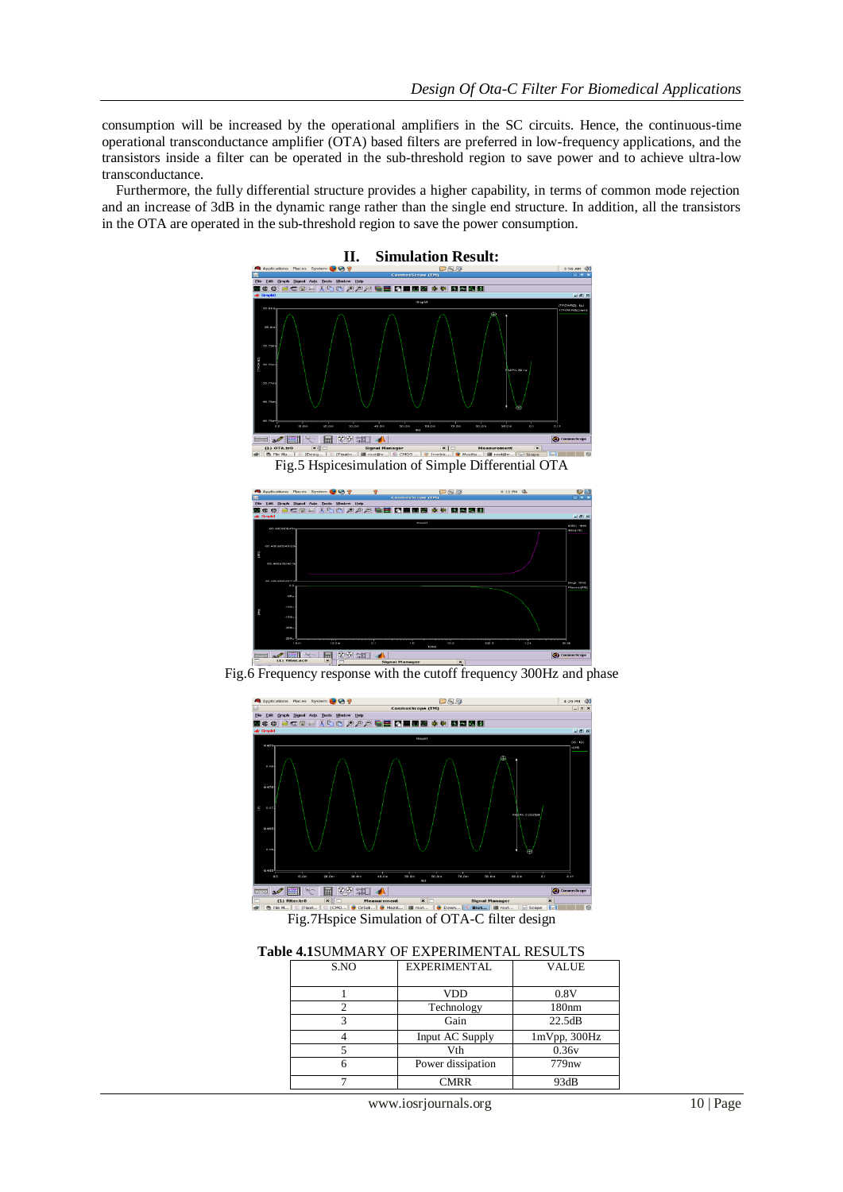consumption will be increased by the operational amplifiers in the SC circuits. Hence, the continuous-time operational transconductance amplifier (OTA) based filters are preferred in low-frequency applications, and the transistors inside a filter can be operated in the sub-threshold region to save power and to achieve ultra-low transconductance.

Furthermore, the fully differential structure provides a higher capability, in terms of common mode rejection and an increase of 3dB in the dynamic range rather than the single end structure. In addition, all the transistors in the OTA are operated in the sub-threshold region to save the power consumption.

## II. Simulation Result:

Fig.5 Hspicesimulation of Simple Differential OTA

Fig.6 Frequency response with the cutoff frequency 300Hz and phase

Fig.7Hspice Simulation of OTA-C filter design

**Table 4.1**SUMMARY OF EXPERIMENTAL RESULTS

| S.NO | EXPERIMENTAL | VALUE |
|---|---|---|
| 1 | VDD | 0.8V |
| 2 | Technology | 180nm |
| 3 | Gain | 22.5dB |
| 4 | Input AC Supply | 1mVpp, 300Hz |
| 5 | Vth | 0.36v |
| 6 | Power dissipation | 779nw |
| 7 | CMRR | 93dB |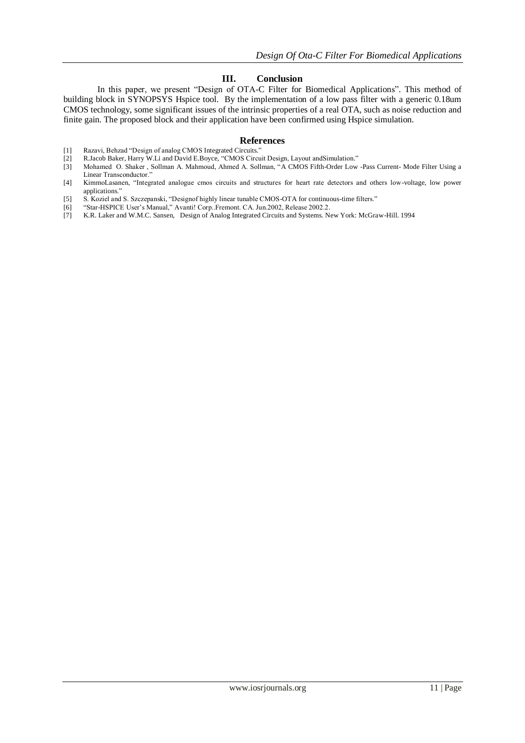## III. Conclusion

In this paper, we present "Design of OTA-C Filter for Biomedical Applications". This method of building block in SYNOPSYS Hspice tool. By the implementation of a low pass filter with a generic 0.18um CMOS technology, some significant issues of the intrinsic properties of a real OTA, such as noise reduction and finite gain. The proposed block and their application have been confirmed using Hspice simulation.

## References

[1] Razavi, Behzad "Design of analog CMOS Integrated Circuits."

[2] R.Jacob Baker, Harry W.Li and David E.Boyce, "CMOS Circuit Design, Layout andSimulation."

[3] Mohamed O. Shaker , Sollman A. Mahmoud, Ahmed A. Sollman, "A CMOS Fifth-Order Low -Pass Current- Mode Filter Using a Linear Transconductor."

[4] KimmoLasanen, "Integrated analogue cmos circuits and structures for heart rate detectors and others low-voltage, low power applications."

[5] S. Koziel and S. Szczepanski, "Designof highly linear tunable CMOS-OTA for continuous-time filters."

[6] "Star-HSPICE User's Manual," Avanti! Corp..Fremont. CA. Jun.2002, Release 2002.2.

[7] K.R. Laker and W.M.C. Sansen, Design of Analog Integrated Circuits and Systems. New York: McGraw-Hill. 1994